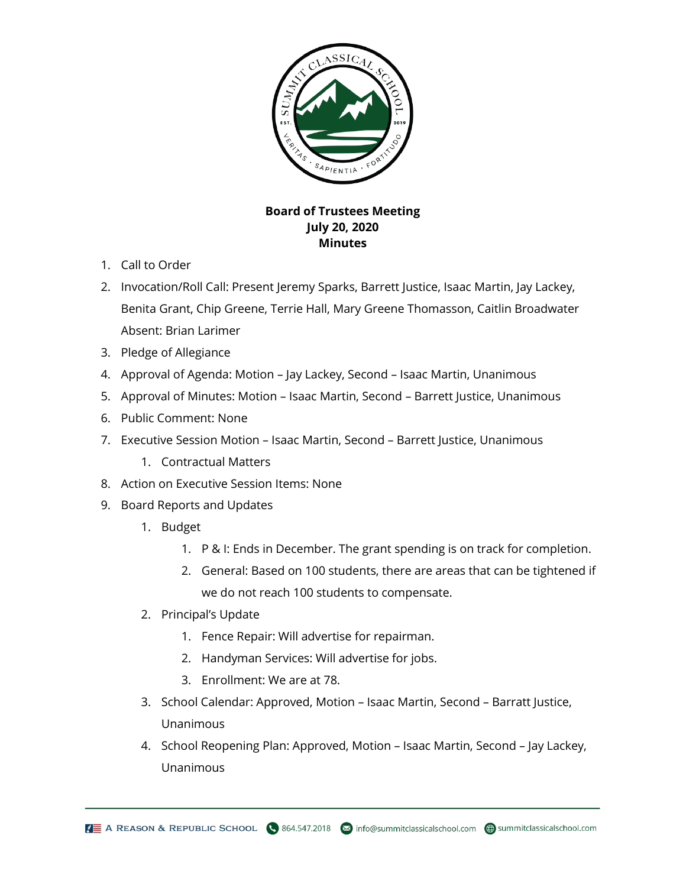**Board of Trustees Meeting**
**July 20, 2020**
**Minutes**

1. Call to Order
2. Invocation/Roll Call: Present Jeremy Sparks, Barrett Justice, Isaac Martin, Jay Lackey, Benita Grant, Chip Greene, Terrie Hall, Mary Greene Thomasson, Caitlin Broadwater Absent: Brian Larimer
3. Pledge of Allegiance
4. Approval of Agenda: Motion – Jay Lackey, Second – Isaac Martin, Unanimous
5. Approval of Minutes: Motion – Isaac Martin, Second – Barrett Justice, Unanimous
6. Public Comment: None
7. Executive Session Motion – Isaac Martin, Second – Barrett Justice, Unanimous
    1. Contractual Matters
8. Action on Executive Session Items: None
9. Board Reports and Updates
    1. Budget
        1. P & I: Ends in December. The grant spending is on track for completion.
        2. General: Based on 100 students, there are areas that can be tightened if we do not reach 100 students to compensate.
    2. Principal's Update
        1. Fence Repair: Will advertise for repairman.
        2. Handyman Services: Will advertise for jobs.
        3. Enrollment: We are at 78.
    3. School Calendar: Approved, Motion – Isaac Martin, Second – Barratt Justice, Unanimous
    4. School Reopening Plan: Approved, Motion – Isaac Martin, Second – Jay Lackey, Unanimous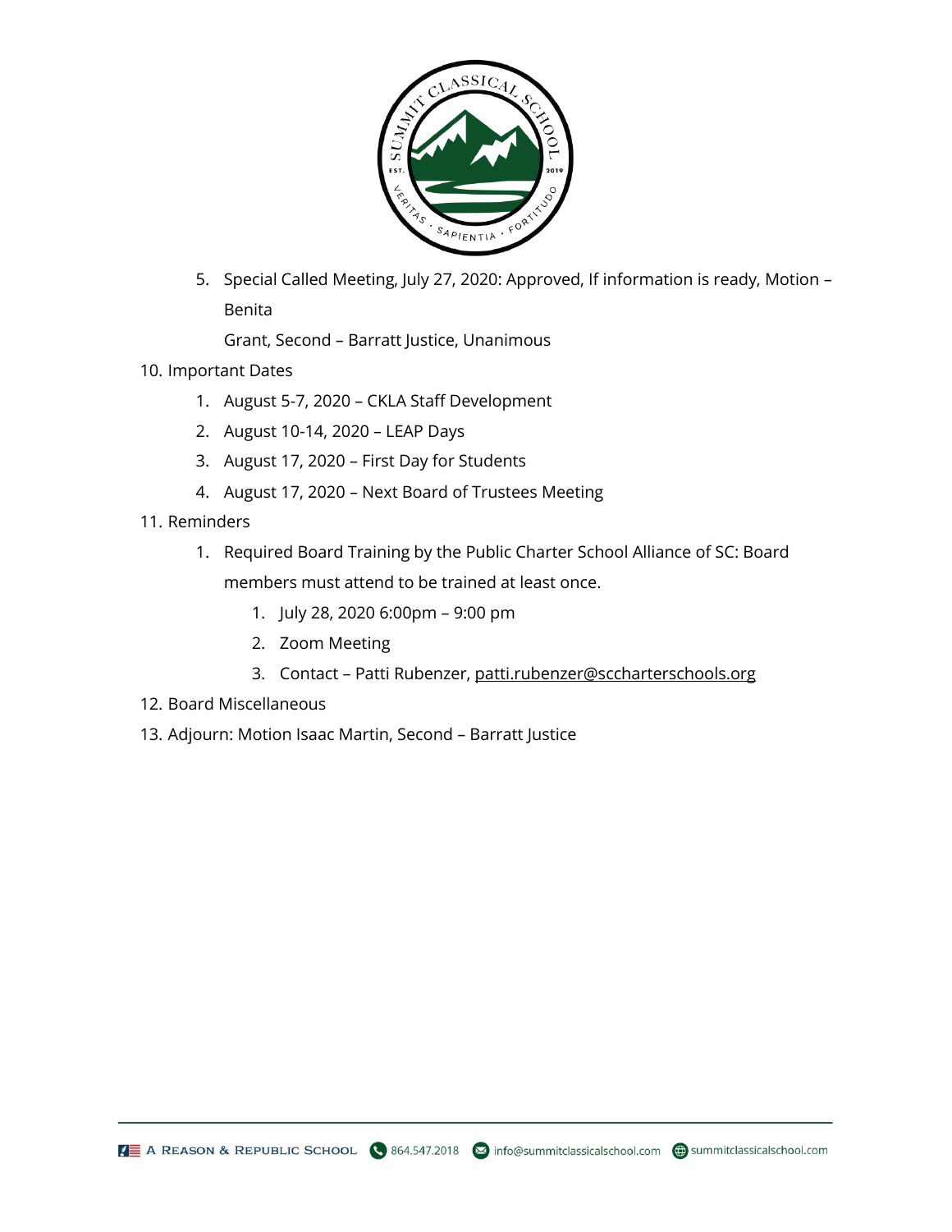5. Special Called Meeting, July 27, 2020: Approved, If information is ready, Motion – Benita

   Grant, Second – Barratt Justice, Unanimous

10. Important Dates
    1. August 5-7, 2020 – CKLA Staff Development
    2. August 10-14, 2020 – LEAP Days
    3. August 17, 2020 – First Day for Students
    4. August 17, 2020 – Next Board of Trustees Meeting
11. Reminders
    1. Required Board Training by the Public Charter School Alliance of SC: Board members must attend to be trained at least once.
       1. July 28, 2020 6:00pm – 9:00 pm
       2. Zoom Meeting
       3. Contact – Patti Rubenzer, patti.rubenzer@sccharterschools.org
12. Board Miscellaneous
13. Adjourn: Motion Isaac Martin, Second – Barratt Justice